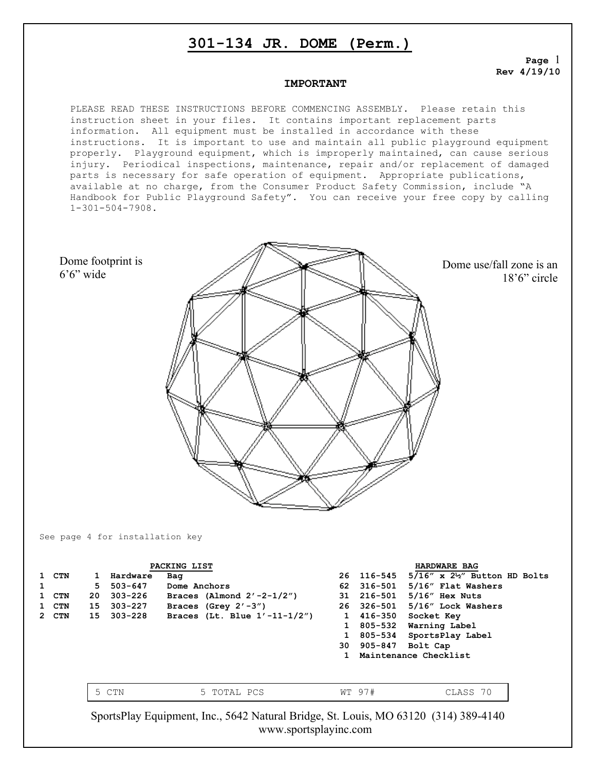# 301-134 JR. DOME (Perm.)

Rev 4/19/10

**IMPORTANT**

PLEASE READ THESE INSTRUCTIONS BEFORE COMMENCING ASSEMBLY. Please retain this instruction sheet in your files. It contains important replacement parts information. All equipment must be installed in accordance with these instructions. It is important to use and maintain all public playground equipment properly. Playground equipment, which is improperly maintained, can cause serious injury. Periodical inspections, maintenance, repair and/or replacement of damaged parts is necessary for safe operation of equipment. Appropriate publications, available at no charge, from the Consumer Product Safety Commission, include "A Handbook for Public Playground Safety". You can receive your free copy by calling 1-301-504-7908.

Dome footprint is 6'6" wide

Dome use/fall zone is an 18'6" circle

See page 4 for installation key

**PACKING LIST**

| | | | | |
|---|---|---|---|---|
| 1 CTN | 1 | Hardware | Bag | |
| 1 | 5 | 503-647 | Dome Anchors | |
| 1 CTN | 20 | 303-226 | Braces (Almond 2'-2-1/2") | |
| 1 CTN | 15 | 303-227 | Braces (Grey 2'-3") | |
| 2 CTN | 15 | 303-228 | Braces (Lt. Blue 1'-11-1/2") | |

**HARDWARE BAG**

| | | |
|---|---|---|
| 26 | 116-545 | 5/16" x 2½" Button HD Bolts |
| 62 | 316-501 | 5/16" Flat Washers |
| 31 | 216-501 | 5/16" Hex Nuts |
| 26 | 326-501 | 5/16" Lock Washers |
| 1 | 416-350 | Socket Key |
| 1 | 805-532 | Warning Label |
| 1 | 805-534 | SportsPlay Label |
| 30 | 905-847 | Bolt Cap |
| 1 | Maintenance Checklist | |

| 5 CTN | 5 TOTAL PCS | WT 97# | CLASS 70 |
|---|---|---|---|

SportsPlay Equipment, Inc., 5642 Natural Bridge, St. Louis, MO 63120 (314) 389-4140
www.sportsplayinc.com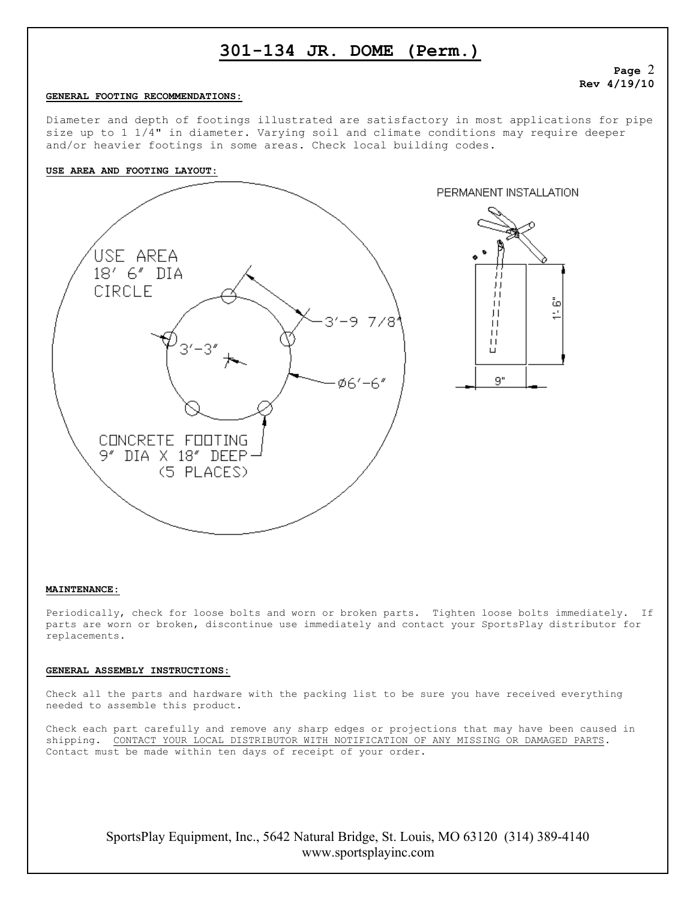# 301-134 JR. DOME (Perm.)

**Rev 4/19/10**

**GENERAL FOOTING RECOMMENDATIONS:**

Diameter and depth of footings illustrated are satisfactory in most applications for pipe size up to 1 1/4" in diameter. Varying soil and climate conditions may require deeper and/or heavier footings in some areas. Check local building codes.

**USE AREA AND FOOTING LAYOUT:**

USE AREA
18' 6" DIA
CIRCLE

3'-9 7/8"

3'-3"

Ø6'-6"

CONCRETE FOOTING
9" DIA X 18" DEEP
(5 PLACES)

PERMANENT INSTALLATION

1'-6"

9"

**MAINTENANCE:**

Periodically, check for loose bolts and worn or broken parts. Tighten loose bolts immediately. If parts are worn or broken, discontinue use immediately and contact your SportsPlay distributor for replacements.

**GENERAL ASSEMBLY INSTRUCTIONS:**

Check all the parts and hardware with the packing list to be sure you have received everything needed to assemble this product.

Check each part carefully and remove any sharp edges or projections that may have been caused in shipping. CONTACT YOUR LOCAL DISTRIBUTOR WITH NOTIFICATION OF ANY MISSING OR DAMAGED PARTS. Contact must be made within ten days of receipt of your order.

SportsPlay Equipment, Inc., 5642 Natural Bridge, St. Louis, MO 63120 (314) 389-4140
www.sportsplayinc.com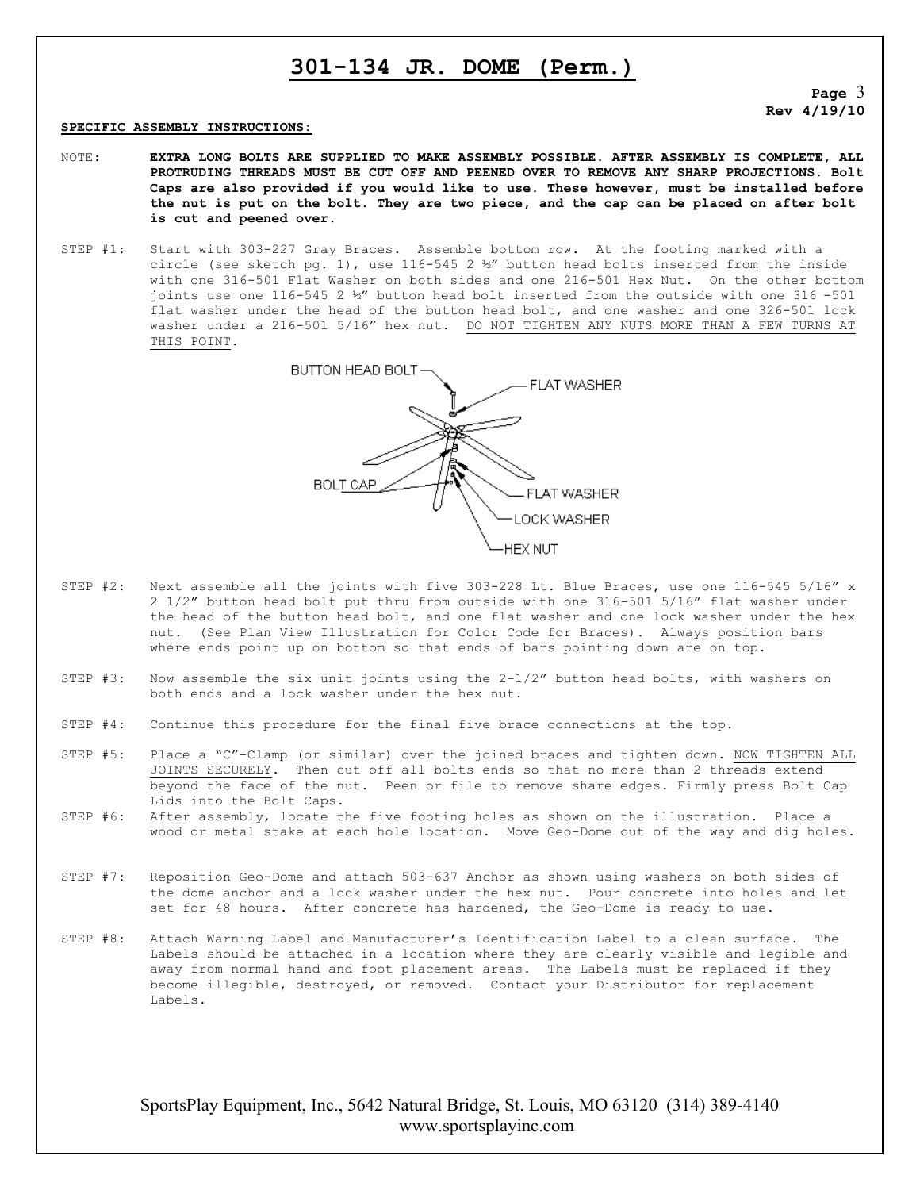# 301-134 JR. DOME (Perm.)

**Rev 4/19/10**

**SPECIFIC ASSEMBLY INSTRUCTIONS:**

NOTE: **EXTRA LONG BOLTS ARE SUPPLIED TO MAKE ASSEMBLY POSSIBLE. AFTER ASSEMBLY IS COMPLETE, ALL PROTRUDING THREADS MUST BE CUT OFF AND PEENED OVER TO REMOVE ANY SHARP PROJECTIONS. Bolt Caps are also provided if you would like to use. These however, must be installed before the nut is put on the bolt. They are two piece, and the cap can be placed on after bolt is cut and peened over.**

STEP #1: Start with 303-227 Gray Braces. Assemble bottom row. At the footing marked with a circle (see sketch pg. 1), use 116-545 2 ½" button head bolts inserted from the inside with one 316-501 Flat Washer on both sides and one 216-501 Hex Nut. On the other bottom joints use one 116-545 2 ½" button head bolt inserted from the outside with one 316 -501 flat washer under the head of the button head bolt, and one washer and one 326-501 lock washer under a 216-501 5/16" hex nut. DO NOT TIGHTEN ANY NUTS MORE THAN A FEW TURNS AT THIS POINT.

BUTTON HEAD BOLT
FLAT WASHER
BOLT CAP
FLAT WASHER
LOCK WASHER
HEX NUT

STEP #2: Next assemble all the joints with five 303-228 Lt. Blue Braces, use one 116-545 5/16" x 2 1/2" button head bolt put thru from outside with one 316-501 5/16" flat washer under the head of the button head bolt, and one flat washer and one lock washer under the hex nut. (See Plan View Illustration for Color Code for Braces). Always position bars where ends point up on bottom so that ends of bars pointing down are on top.

STEP #3: Now assemble the six unit joints using the 2-1/2" button head bolts, with washers on both ends and a lock washer under the hex nut.

STEP #4: Continue this procedure for the final five brace connections at the top.

STEP #5: Place a "C"-Clamp (or similar) over the joined braces and tighten down. NOW TIGHTEN ALL JOINTS SECURELY. Then cut off all bolts ends so that no more than 2 threads extend beyond the face of the nut. Peen or file to remove share edges. Firmly press Bolt Cap Lids into the Bolt Caps.

STEP #6: After assembly, locate the five footing holes as shown on the illustration. Place a wood or metal stake at each hole location. Move Geo-Dome out of the way and dig holes.

STEP #7: Reposition Geo-Dome and attach 503-637 Anchor as shown using washers on both sides of the dome anchor and a lock washer under the hex nut. Pour concrete into holes and let set for 48 hours. After concrete has hardened, the Geo-Dome is ready to use.

STEP #8: Attach Warning Label and Manufacturer's Identification Label to a clean surface. The Labels should be attached in a location where they are clearly visible and legible and away from normal hand and foot placement areas. The Labels must be replaced if they become illegible, destroyed, or removed. Contact your Distributor for replacement Labels.

SportsPlay Equipment, Inc., 5642 Natural Bridge, St. Louis, MO 63120 (314) 389-4140
www.sportsplayinc.com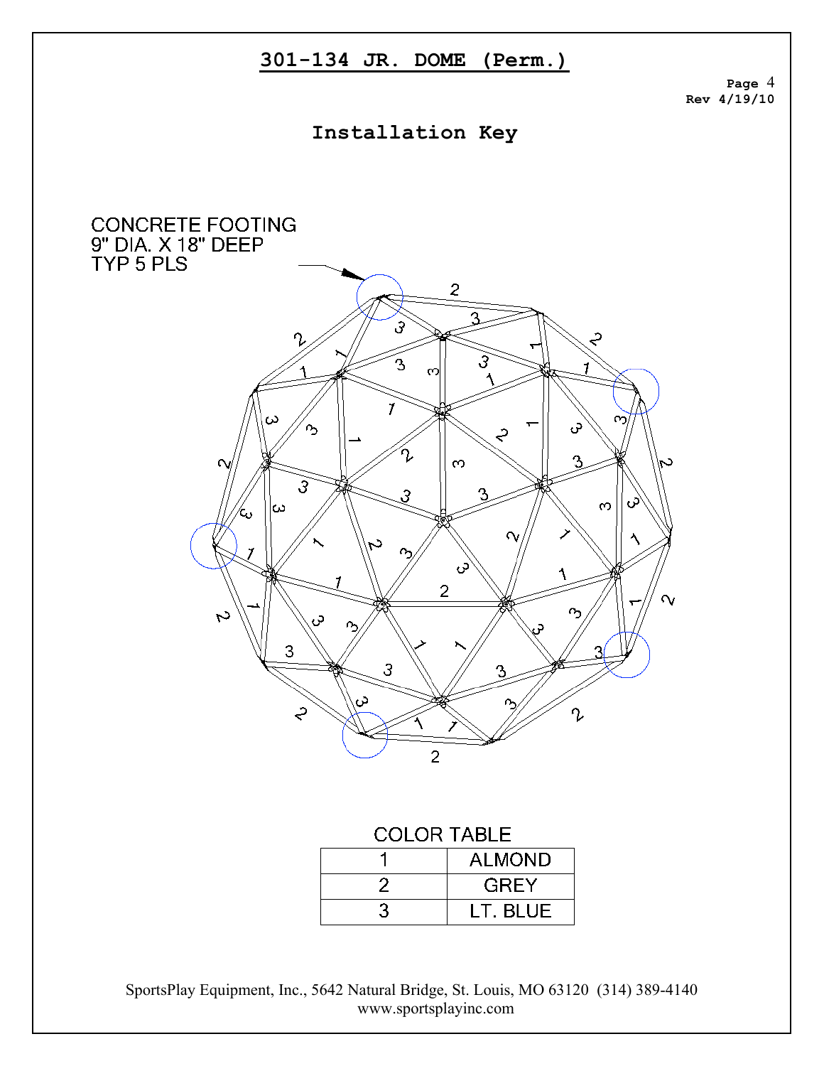# 301-134 JR. DOME (Perm.)

Rev 4/19/10

## Installation Key

CONCRETE FOOTING
9" DIA. X 18" DEEP
TYP 5 PLS

COLOR TABLE

| | |
|---|---|
| 1 | ALMOND |
| 2 | GREY |
| 3 | LT. BLUE |

SportsPlay Equipment, Inc., 5642 Natural Bridge, St. Louis, MO 63120 (314) 389-4140
www.sportsplayinc.com